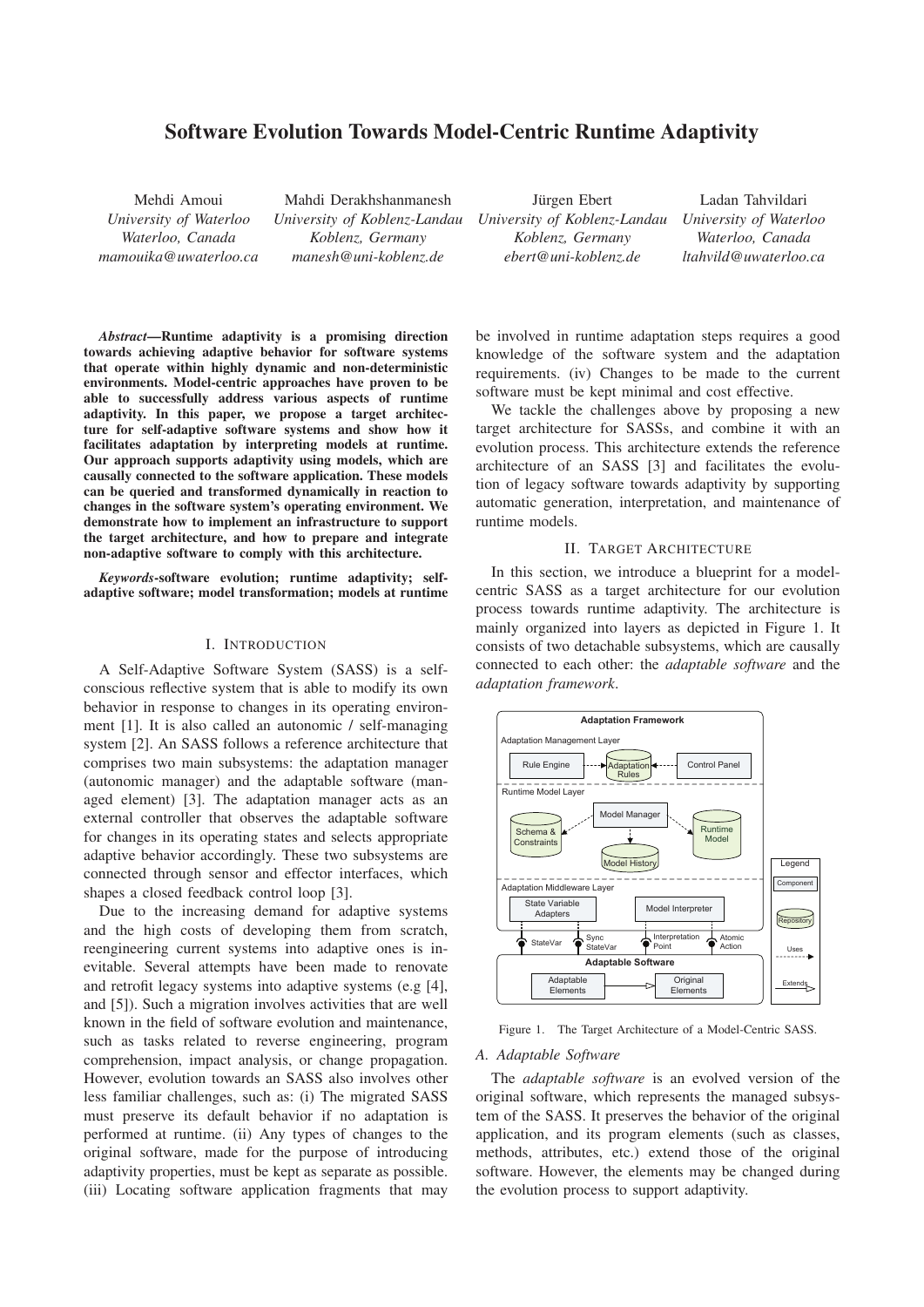# Software Evolution Towards Model-Centric Runtime Adaptivity

Mehdi Amoui
*University of Waterloo*
*Waterloo, Canada*
*mamouika@uwaterloo.ca*

Mahdi Derakhshanmanesh
*University of Koblenz-Landau*
*Koblenz, Germany*
*manesh@uni-koblenz.de*

Jürgen Ebert
*University of Koblenz-Landau*
*Koblenz, Germany*
*ebert@uni-koblenz.de*

Ladan Tahvildari
*University of Waterloo*
*Waterloo, Canada*
*ltahvild@uwaterloo.ca*

***Abstract*—Runtime adaptivity is a promising direction towards achieving adaptive behavior for software systems that operate within highly dynamic and non-deterministic environments. Model-centric approaches have proven to be able to successfully address various aspects of runtime adaptivity. In this paper, we propose a target architecture for self-adaptive software systems and show how it facilitates adaptation by interpreting models at runtime. Our approach supports adaptivity using models, which are causally connected to the software application. These models can be queried and transformed dynamically in reaction to changes in the software system's operating environment. We demonstrate how to implement an infrastructure to support the target architecture, and how to prepare and integrate non-adaptive software to comply with this architecture.**

***Keywords*-software evolution; runtime adaptivity; self-adaptive software; model transformation; models at runtime**

## I. Introduction

A Self-Adaptive Software System (SASS) is a self-conscious reflective system that is able to modify its own behavior in response to changes in its operating environment [1]. It is also called an autonomic / self-managing system [2]. An SASS follows a reference architecture that comprises two main subsystems: the adaptation manager (autonomic manager) and the adaptable software (managed element) [3]. The adaptation manager acts as an external controller that observes the adaptable software for changes in its operating states and selects appropriate adaptive behavior accordingly. These two subsystems are connected through sensor and effector interfaces, which shapes a closed feedback control loop [3].

Due to the increasing demand for adaptive systems and the high costs of developing them from scratch, reengineering current systems into adaptive ones is inevitable. Several attempts have been made to renovate and retrofit legacy systems into adaptive systems (e.g [4], and [5]). Such a migration involves activities that are well known in the field of software evolution and maintenance, such as tasks related to reverse engineering, program comprehension, impact analysis, or change propagation. However, evolution towards an SASS also involves other less familiar challenges, such as: (i) The migrated SASS must preserve its default behavior if no adaptation is performed at runtime. (ii) Any types of changes to the original software, made for the purpose of introducing adaptivity properties, must be kept as separate as possible. (iii) Locating software application fragments that may be involved in runtime adaptation steps requires a good knowledge of the software system and the adaptation requirements. (iv) Changes to be made to the current software must be kept minimal and cost effective.

We tackle the challenges above by proposing a new target architecture for SASSs, and combine it with an evolution process. This architecture extends the reference architecture of an SASS [3] and facilitates the evolution of legacy software towards adaptivity by supporting automatic generation, interpretation, and maintenance of runtime models.

## II. Target Architecture

In this section, we introduce a blueprint for a model-centric SASS as a target architecture for our evolution process towards runtime adaptivity. The architecture is mainly organized into layers as depicted in Figure 1. It consists of two detachable subsystems, which are causally connected to each other: the *adaptable software* and the *adaptation framework*.

Figure 1. The Target Architecture of a Model-Centric SASS.

### A. Adaptable Software

The *adaptable software* is an evolved version of the original software, which represents the managed subsystem of the SASS. It preserves the behavior of the original application, and its program elements (such as classes, methods, attributes, etc.) extend those of the original software. However, the elements may be changed during the evolution process to support adaptivity.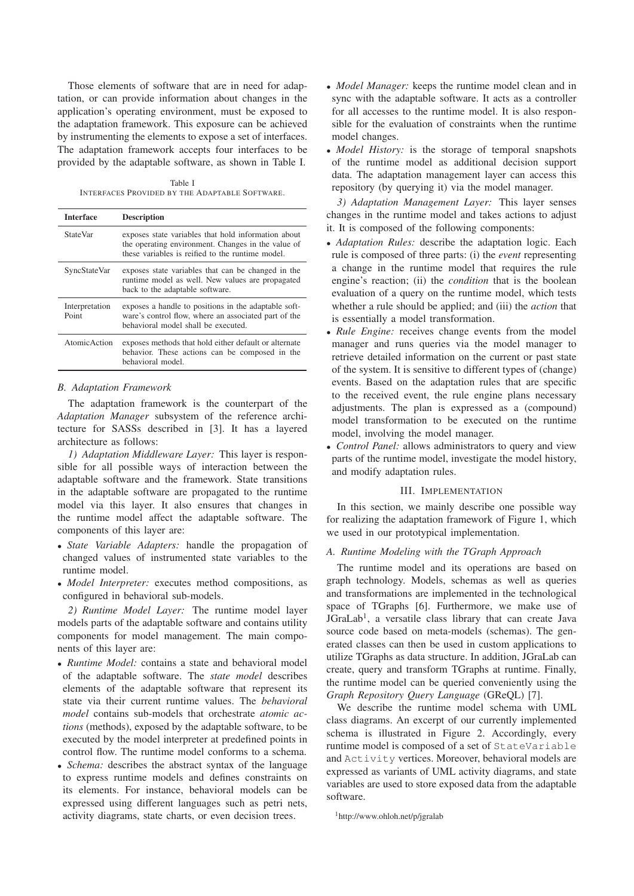Those elements of software that are in need for adaptation, or can provide information about changes in the application's operating environment, must be exposed to the adaptation framework. This exposure can be achieved by instrumenting the elements to expose a set of interfaces. The adaptation framework accepts four interfaces to be provided by the adaptable software, as shown in Table I.

Table I
INTERFACES PROVIDED BY THE ADAPTABLE SOFTWARE.

| Interface | Description |
|---|---|
| StateVar | exposes state variables that hold information about the operating environment. Changes in the value of these variables is reified to the runtime model. |
| SyncStateVar | exposes state variables that can be changed in the runtime model as well. New values are propagated back to the adaptable software. |
| Interpretation Point | exposes a handle to positions in the adaptable software's control flow, where an associated part of the behavioral model shall be executed. |
| AtomicAction | exposes methods that hold either default or alternate behavior. These actions can be composed in the behavioral model. |

### B. Adaptation Framework

The adaptation framework is the counterpart of the *Adaptation Manager* subsystem of the reference architecture for SASSs described in [3]. It has a layered architecture as follows:

*1) Adaptation Middleware Layer:* This layer is responsible for all possible ways of interaction between the adaptable software and the framework. State transitions in the adaptable software are propagated to the runtime model via this layer. It also ensures that changes in the runtime model affect the adaptable software. The components of this layer are:

- *State Variable Adapters:* handle the propagation of changed values of instrumented state variables to the runtime model.
- *Model Interpreter:* executes method compositions, as configured in behavioral sub-models.

*2) Runtime Model Layer:* The runtime model layer models parts of the adaptable software and contains utility components for model management. The main components of this layer are:

- *Runtime Model:* contains a state and behavioral model of the adaptable software. The *state model* describes elements of the adaptable software that represent its state via their current runtime values. The *behavioral model* contains sub-models that orchestrate *atomic actions* (methods), exposed by the adaptable software, to be executed by the model interpreter at predefined points in control flow. The runtime model conforms to a schema.
- *Schema:* describes the abstract syntax of the language to express runtime models and defines constraints on its elements. For instance, behavioral models can be expressed using different languages such as petri nets, activity diagrams, state charts, or even decision trees.
- *Model Manager:* keeps the runtime model clean and in sync with the adaptable software. It acts as a controller for all accesses to the runtime model. It is also responsible for the evaluation of constraints when the runtime model changes.
- *Model History:* is the storage of temporal snapshots of the runtime model as additional decision support data. The adaptation management layer can access this repository (by querying it) via the model manager.

*3) Adaptation Management Layer:* This layer senses changes in the runtime model and takes actions to adjust it. It is composed of the following components:

- *Adaptation Rules:* describe the adaptation logic. Each rule is composed of three parts: (i) the *event* representing a change in the runtime model that requires the rule engine's reaction; (ii) the *condition* that is the boolean evaluation of a query on the runtime model, which tests whether a rule should be applied; and (iii) the *action* that is essentially a model transformation.
- *Rule Engine:* receives change events from the model manager and runs queries via the model manager to retrieve detailed information on the current or past state of the system. It is sensitive to different types of (change) events. Based on the adaptation rules that are specific to the received event, the rule engine plans necessary adjustments. The plan is expressed as a (compound) model transformation to be executed on the runtime model, involving the model manager.
- *Control Panel:* allows administrators to query and view parts of the runtime model, investigate the model history, and modify adaptation rules.

## III. IMPLEMENTATION

In this section, we mainly describe one possible way for realizing the adaptation framework of Figure 1, which we used in our prototypical implementation.

### A. Runtime Modeling with the TGraph Approach

The runtime model and its operations are based on graph technology. Models, schemas as well as queries and transformations are implemented in the technological space of TGraphs [6]. Furthermore, we make use of JGraLab[1], a versatile class library that can create Java source code based on meta-models (schemas). The generated classes can then be used in custom applications to utilize TGraphs as data structure. In addition, JGraLab can create, query and transform TGraphs at runtime. Finally, the runtime model can be queried conveniently using the *Graph Repository Query Language* (GReQL) [7].

We describe the runtime model schema with UML class diagrams. An excerpt of our currently implemented schema is illustrated in Figure 2. Accordingly, every runtime model is composed of a set of `StateVariable` and `Activity` vertices. Moreover, behavioral models are expressed as variants of UML activity diagrams, and state variables are used to store exposed data from the adaptable software.

[1] http://www.ohloh.net/p/jgralab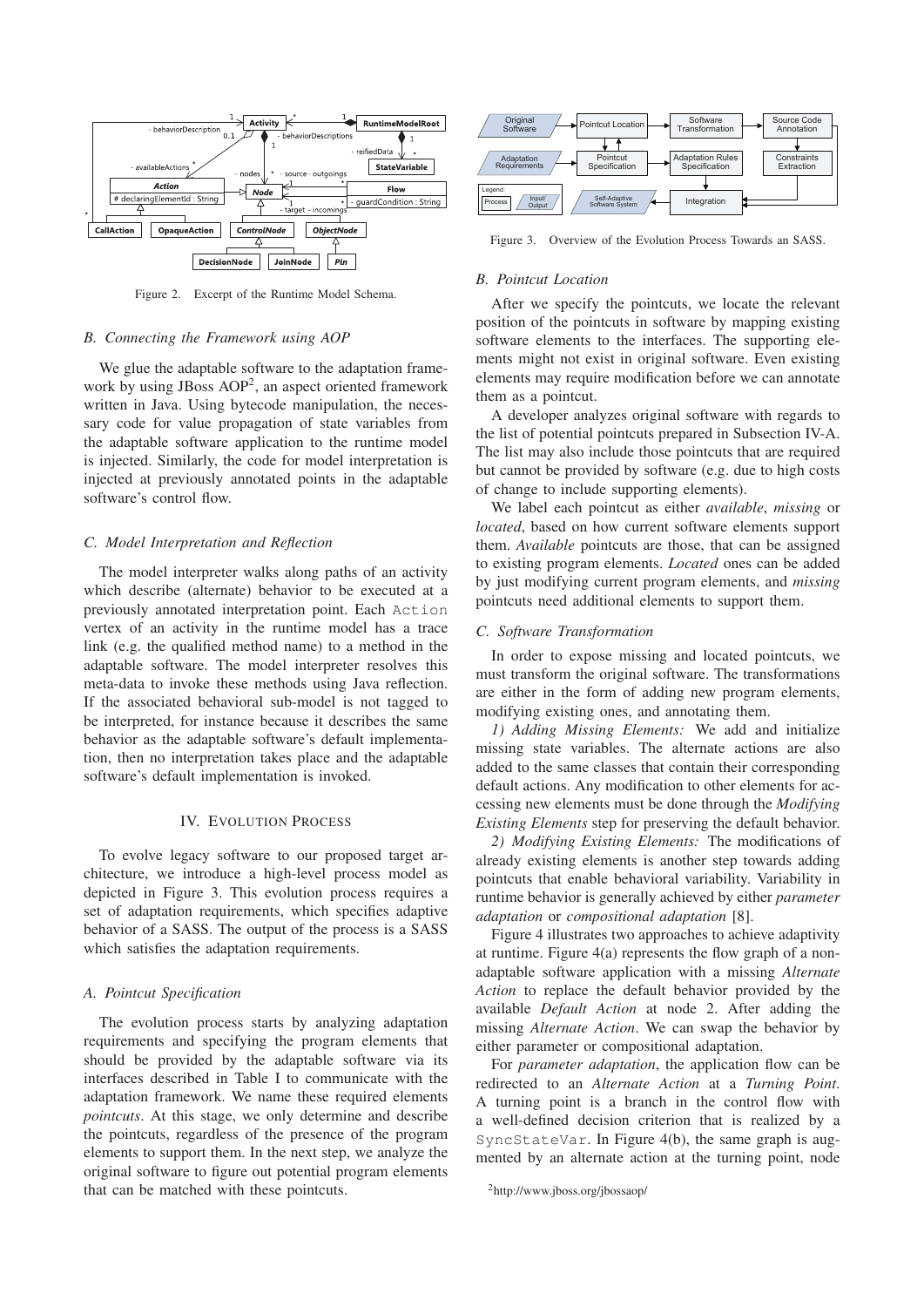Figure 2. Excerpt of the Runtime Model Schema.

## B. Connecting the Framework using AOP

We glue the adaptable software to the adaptation framework by using JBoss AOP[2], an aspect oriented framework written in Java. Using bytecode manipulation, the necessary code for value propagation of state variables from the adaptable software application to the runtime model is injected. Similarly, the code for model interpretation is injected at previously annotated points in the adaptable software's control flow.

## C. Model Interpretation and Reflection

The model interpreter walks along paths of an activity which describe (alternate) behavior to be executed at a previously annotated interpretation point. Each `Action` vertex of an activity in the runtime model has a trace link (e.g. the qualified method name) to a method in the adaptable software. The model interpreter resolves this meta-data to invoke these methods using Java reflection. If the associated behavioral sub-model is not tagged to be interpreted, for instance because it describes the same behavior as the adaptable software's default implementation, then no interpretation takes place and the adaptable software's default implementation is invoked.

# IV. Evolution Process

To evolve legacy software to our proposed target architecture, we introduce a high-level process model as depicted in Figure 3. This evolution process requires a set of adaptation requirements, which specifies adaptive behavior of a SASS. The output of the process is a SASS which satisfies the adaptation requirements.

## A. Pointcut Specification

The evolution process starts by analyzing adaptation requirements and specifying the program elements that should be provided by the adaptable software via its interfaces described in Table I to communicate with the adaptation framework. We name these required elements *pointcuts*. At this stage, we only determine and describe the pointcuts, regardless of the presence of the program elements to support them. In the next step, we analyze the original software to figure out potential program elements that can be matched with these pointcuts.

Figure 3. Overview of the Evolution Process Towards an SASS.

## B. Pointcut Location

After we specify the pointcuts, we locate the relevant position of the pointcuts in software by mapping existing software elements to the interfaces. The supporting elements might not exist in original software. Even existing elements may require modification before we can annotate them as a pointcut.

A developer analyzes original software with regards to the list of potential pointcuts prepared in Subsection IV-A. The list may also include those pointcuts that are required but cannot be provided by software (e.g. due to high costs of change to include supporting elements).

We label each pointcut as either *available*, *missing* or *located*, based on how current software elements support them. *Available* pointcuts are those, that can be assigned to existing program elements. *Located* ones can be added by just modifying current program elements, and *missing* pointcuts need additional elements to support them.

## C. Software Transformation

In order to expose missing and located pointcuts, we must transform the original software. The transformations are either in the form of adding new program elements, modifying existing ones, and annotating them.

*1) Adding Missing Elements:* We add and initialize missing state variables. The alternate actions are also added to the same classes that contain their corresponding default actions. Any modification to other elements for accessing new elements must be done through the *Modifying Existing Elements* step for preserving the default behavior.

*2) Modifying Existing Elements:* The modifications of already existing elements is another step towards adding pointcuts that enable behavioral variability. Variability in runtime behavior is generally achieved by either *parameter adaptation* or *compositional adaptation* [8].

Figure 4 illustrates two approaches to achieve adaptivity at runtime. Figure 4(a) represents the flow graph of a non-adaptable software application with a missing *Alternate Action* to replace the default behavior provided by the available *Default Action* at node 2. After adding the missing *Alternate Action*. We can swap the behavior by either parameter or compositional adaptation.

For *parameter adaptation*, the application flow can be redirected to an *Alternate Action* at a *Turning Point*. A turning point is a branch in the control flow with a well-defined decision criterion that is realized by a `SyncStateVar`. In Figure 4(b), the same graph is augmented by an alternate action at the turning point, node

[2] http://www.jboss.org/jbossaop/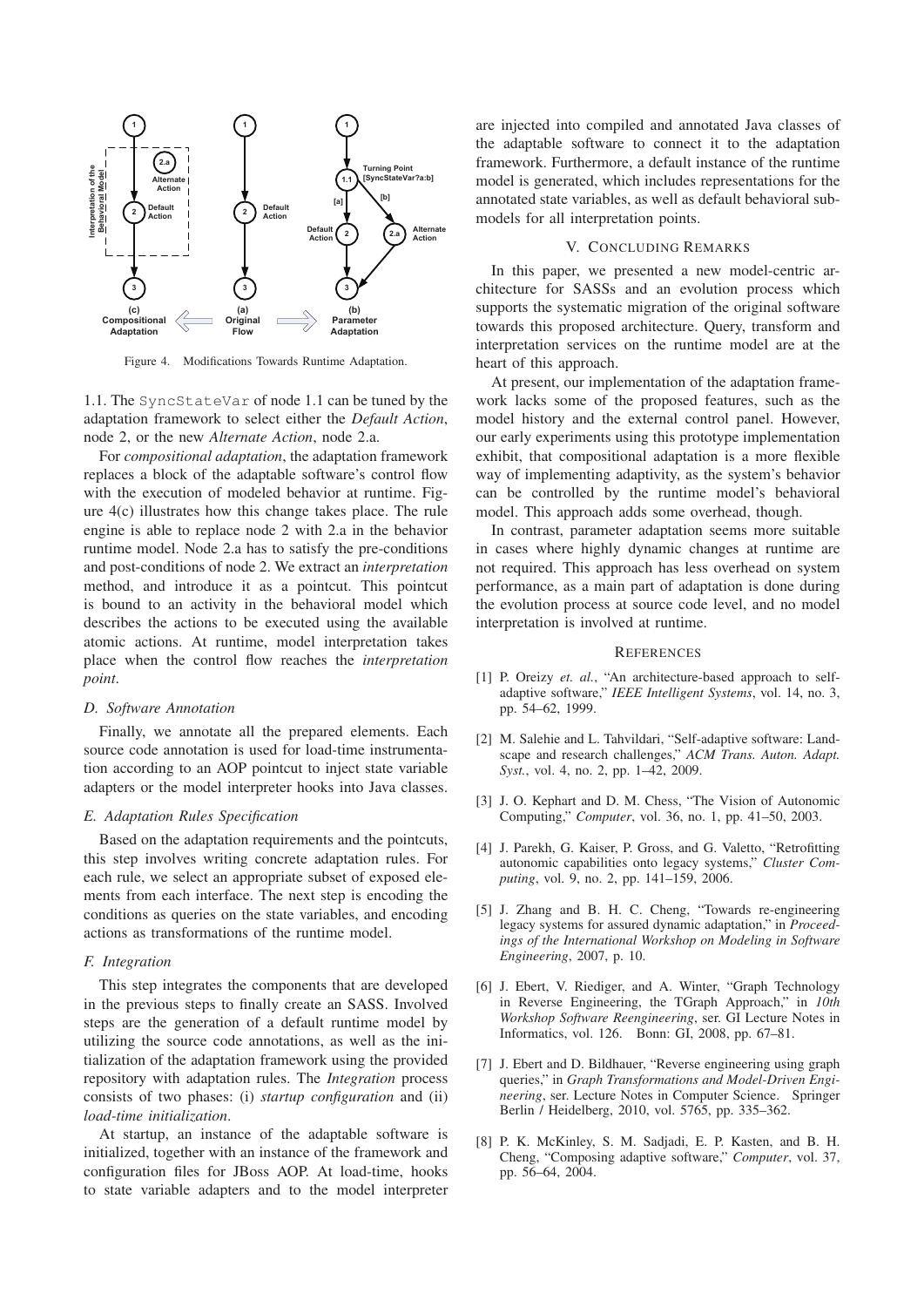1

2.a
Alternate Action

2
Default Action

3

Interpretation of the Behavioral Model

(c)
Compositional Adaptation

1

2
Default Action

3

(a)
Original Flow

1

1.1
Turning Point
[SyncStateVar?a:b]

[a]

[b]

Default Action
2

2.a
Alternate Action

3

(b)
Parameter Adaptation

Figure 4. Modifications Towards Runtime Adaptation.

1.1. The `SyncStateVar` of node 1.1 can be tuned by the adaptation framework to select either the *Default Action*, node 2, or the new *Alternate Action*, node 2.a.

For *compositional adaptation*, the adaptation framework replaces a block of the adaptable software's control flow with the execution of modeled behavior at runtime. Figure 4(c) illustrates how this change takes place. The rule engine is able to replace node 2 with 2.a in the behavior runtime model. Node 2.a has to satisfy the pre-conditions and post-conditions of node 2. We extract an *interpretation* method, and introduce it as a pointcut. This pointcut is bound to an activity in the behavioral model which describes the actions to be executed using the available atomic actions. At runtime, model interpretation takes place when the control flow reaches the *interpretation point*.

### D. Software Annotation

Finally, we annotate all the prepared elements. Each source code annotation is used for load-time instrumentation according to an AOP pointcut to inject state variable adapters or the model interpreter hooks into Java classes.

### E. Adaptation Rules Specification

Based on the adaptation requirements and the pointcuts, this step involves writing concrete adaptation rules. For each rule, we select an appropriate subset of exposed elements from each interface. The next step is encoding the conditions as queries on the state variables, and encoding actions as transformations of the runtime model.

### F. Integration

This step integrates the components that are developed in the previous steps to finally create an SASS. Involved steps are the generation of a default runtime model by utilizing the source code annotations, as well as the initialization of the adaptation framework using the provided repository with adaptation rules. The *Integration* process consists of two phases: (i) *startup configuration* and (ii) *load-time initialization*.

At startup, an instance of the adaptable software is initialized, together with an instance of the framework and configuration files for JBoss AOP. At load-time, hooks to state variable adapters and to the model interpreter are injected into compiled and annotated Java classes of the adaptable software to connect it to the adaptation framework. Furthermore, a default instance of the runtime model is generated, which includes representations for the annotated state variables, as well as default behavioral submodels for all interpretation points.

## V. Concluding Remarks

In this paper, we presented a new model-centric architecture for SASSs and an evolution process which supports the systematic migration of the original software towards this proposed architecture. Query, transform and interpretation services on the runtime model are at the heart of this approach.

At present, our implementation of the adaptation framework lacks some of the proposed features, such as the model history and the external control panel. However, our early experiments using this prototype implementation exhibit, that compositional adaptation is a more flexible way of implementing adaptivity, as the system's behavior can be controlled by the runtime model's behavioral model. This approach adds some overhead, though.

In contrast, parameter adaptation seems more suitable in cases where highly dynamic changes at runtime are not required. This approach has less overhead on system performance, as a main part of adaptation is done during the evolution process at source code level, and no model interpretation is involved at runtime.

## References

[1] P. Oreizy *et. al.*, "An architecture-based approach to self-adaptive software," *IEEE Intelligent Systems*, vol. 14, no. 3, pp. 54–62, 1999.

[2] M. Salehie and L. Tahvildari, "Self-adaptive software: Landscape and research challenges," *ACM Trans. Auton. Adapt. Syst.*, vol. 4, no. 2, pp. 1–42, 2009.

[3] J. O. Kephart and D. M. Chess, "The Vision of Autonomic Computing," *Computer*, vol. 36, no. 1, pp. 41–50, 2003.

[4] J. Parekh, G. Kaiser, P. Gross, and G. Valetto, "Retrofitting autonomic capabilities onto legacy systems," *Cluster Computing*, vol. 9, no. 2, pp. 141–159, 2006.

[5] J. Zhang and B. H. C. Cheng, "Towards re-engineering legacy systems for assured dynamic adaptation," in *Proceedings of the International Workshop on Modeling in Software Engineering*, 2007, p. 10.

[6] J. Ebert, V. Riediger, and A. Winter, "Graph Technology in Reverse Engineering, the TGraph Approach," in *10th Workshop Software Reengineering*, ser. GI Lecture Notes in Informatics, vol. 126. Bonn: GI, 2008, pp. 67–81.

[7] J. Ebert and D. Bildhauer, "Reverse engineering using graph queries," in *Graph Transformations and Model-Driven Engineering*, ser. Lecture Notes in Computer Science. Springer Berlin / Heidelberg, 2010, vol. 5765, pp. 335–362.

[8] P. K. McKinley, S. M. Sadjadi, E. P. Kasten, and B. H. Cheng, "Composing adaptive software," *Computer*, vol. 37, pp. 56–64, 2004.